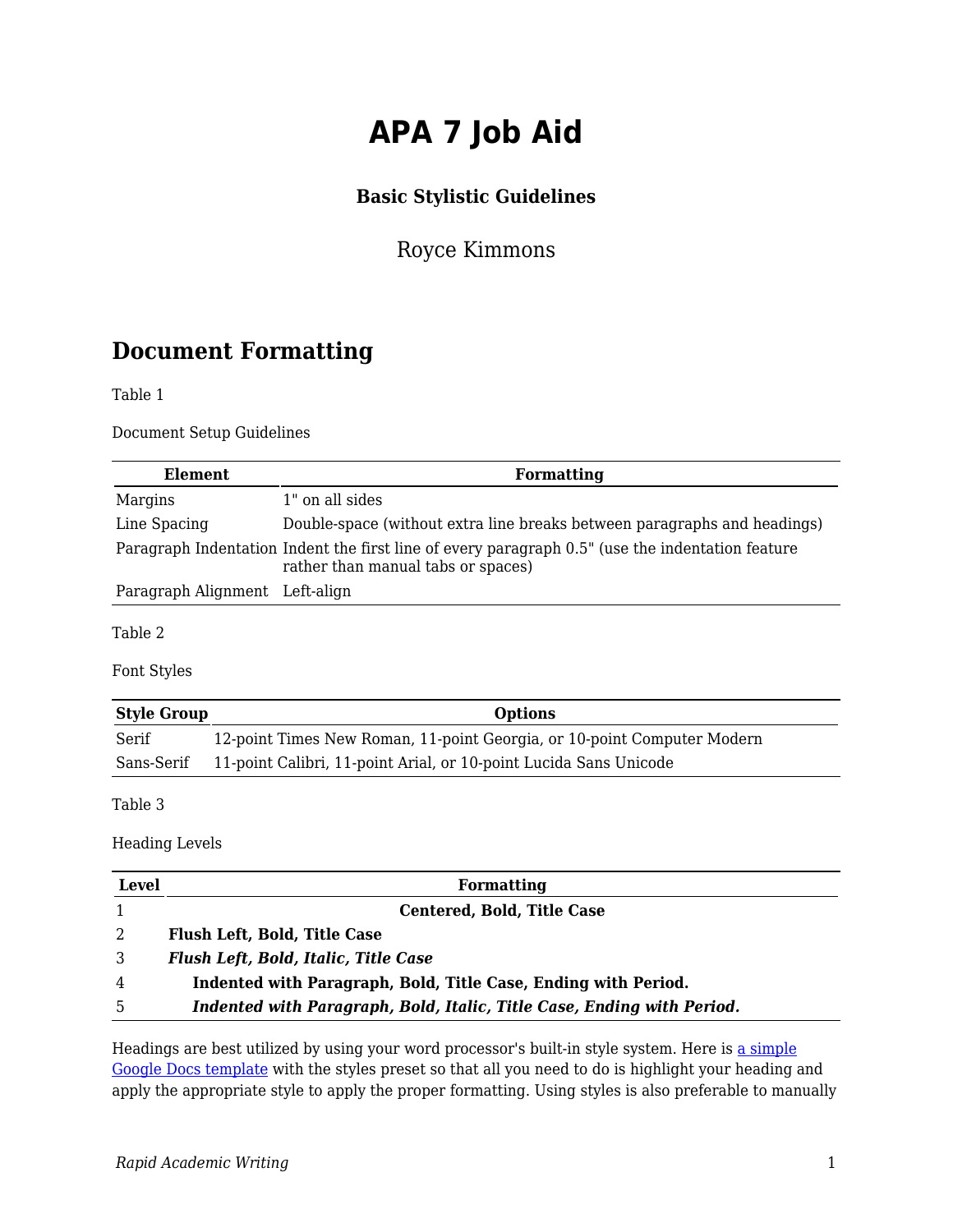# APA 7 Job Aid

### Basic Stylistic Guidelines

Royce Kimmons

## Document Formatting

Table 1

Document Setup Guidelines

| Element | Formatting |
| --- | --- |
| Margins | 1" on all sides |
| Line Spacing | Double-space (without extra line breaks between paragraphs and headings) |
| Paragraph Indentation | Indent the first line of every paragraph 0.5" (use the indentation feature rather than manual tabs or spaces) |
| Paragraph Alignment | Left-align |

Table 2

Font Styles

| Style Group | Options |
| --- | --- |
| Serif | 12-point Times New Roman, 11-point Georgia, or 10-point Computer Modern |
| Sans-Serif | 11-point Calibri, 11-point Arial, or 10-point Lucida Sans Unicode |

Table 3

Heading Levels

| Level | Formatting |
| --- | --- |
| 1 | **Centered, Bold, Title Case** |
| 2 | **Flush Left, Bold, Title Case** |
| 3 | ***Flush Left, Bold, Italic, Title Case*** |
| 4 | **Indented with Paragraph, Bold, Title Case, Ending with Period.** |
| 5 | ***Indented with Paragraph, Bold, Italic, Title Case, Ending with Period.*** |

Headings are best utilized by using your word processor's built-in style system. Here is [a simple Google Docs template]() with the styles preset so that all you need to do is highlight your heading and apply the appropriate style to apply the proper formatting. Using styles is also preferable to manually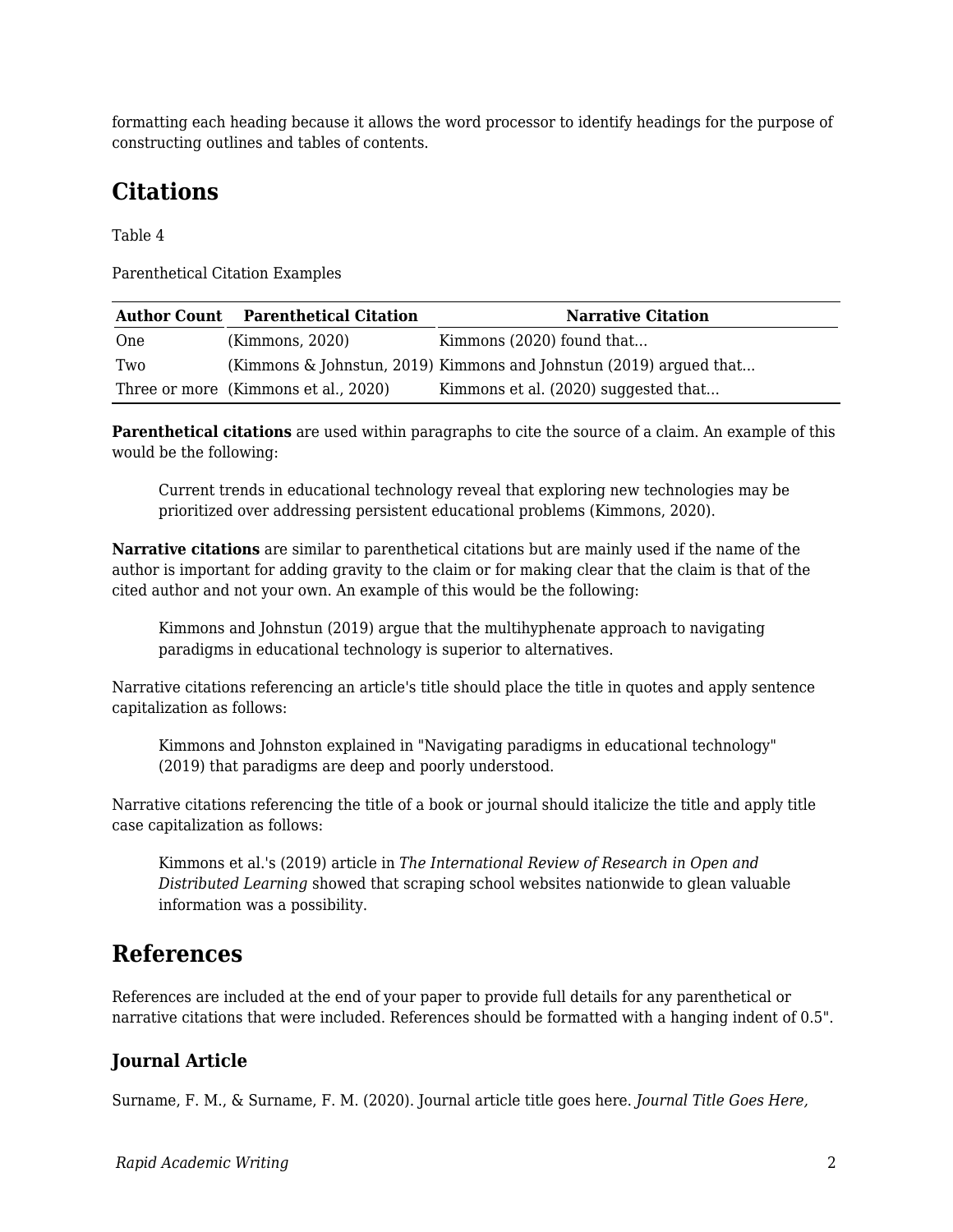formatting each heading because it allows the word processor to identify headings for the purpose of constructing outlines and tables of contents.

## Citations

Table 4

Parenthetical Citation Examples

| Author Count | Parenthetical Citation | Narrative Citation |
|---|---|---|
| One | (Kimmons, 2020) | Kimmons (2020) found that... |
| Two | (Kimmons & Johnstun, 2019) | Kimmons and Johnstun (2019) argued that... |
| Three or more | (Kimmons et al., 2020) | Kimmons et al. (2020) suggested that... |

**Parenthetical citations** are used within paragraphs to cite the source of a claim. An example of this would be the following:

> Current trends in educational technology reveal that exploring new technologies may be prioritized over addressing persistent educational problems (Kimmons, 2020).

**Narrative citations** are similar to parenthetical citations but are mainly used if the name of the author is important for adding gravity to the claim or for making clear that the claim is that of the cited author and not your own. An example of this would be the following:

> Kimmons and Johnstun (2019) argue that the multihyphenate approach to navigating paradigms in educational technology is superior to alternatives.

Narrative citations referencing an article's title should place the title in quotes and apply sentence capitalization as follows:

> Kimmons and Johnston explained in "Navigating paradigms in educational technology" (2019) that paradigms are deep and poorly understood.

Narrative citations referencing the title of a book or journal should italicize the title and apply title case capitalization as follows:

> Kimmons et al.'s (2019) article in *The International Review of Research in Open and Distributed Learning* showed that scraping school websites nationwide to glean valuable information was a possibility.

## References

References are included at the end of your paper to provide full details for any parenthetical or narrative citations that were included. References should be formatted with a hanging indent of 0.5".

### Journal Article

Surname, F. M., & Surname, F. M. (2020). Journal article title goes here. *Journal Title Goes Here,*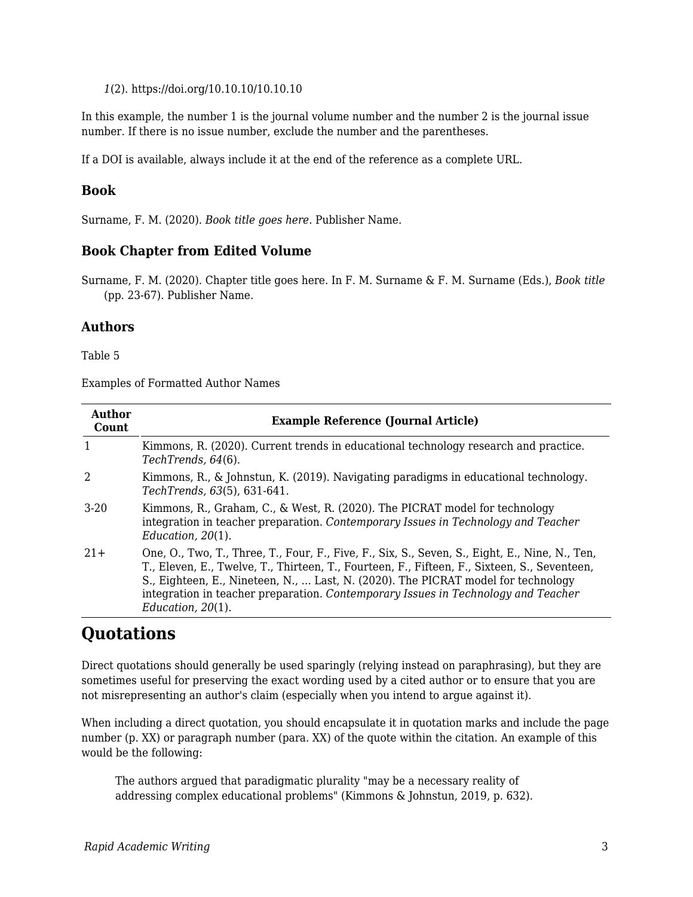*1*(2). https://doi.org/10.10.10/10.10.10

In this example, the number 1 is the journal volume number and the number 2 is the journal issue number. If there is no issue number, exclude the number and the parentheses.

If a DOI is available, always include it at the end of the reference as a complete URL.

### Book

Surname, F. M. (2020). *Book title goes here*. Publisher Name.

### Book Chapter from Edited Volume

Surname, F. M. (2020). Chapter title goes here. In F. M. Surname & F. M. Surname (Eds.), *Book title* (pp. 23-67). Publisher Name.

### Authors

Table 5

Examples of Formatted Author Names

| Author Count | Example Reference (Journal Article) |
|---|---|
| 1 | Kimmons, R. (2020). Current trends in educational technology research and practice. *TechTrends, 64*(6). |
| 2 | Kimmons, R., & Johnstun, K. (2019). Navigating paradigms in educational technology. *TechTrends, 63*(5), 631-641. |
| 3-20 | Kimmons, R., Graham, C., & West, R. (2020). The PICRAT model for technology integration in teacher preparation. *Contemporary Issues in Technology and Teacher Education, 20*(1). |
| 21+ | One, O., Two, T., Three, T., Four, F., Five, F., Six, S., Seven, S., Eight, E., Nine, N., Ten, T., Eleven, E., Twelve, T., Thirteen, T., Fourteen, F., Fifteen, F., Sixteen, S., Seventeen, S., Eighteen, E., Nineteen, N., ... Last, N. (2020). The PICRAT model for technology integration in teacher preparation. *Contemporary Issues in Technology and Teacher Education, 20*(1). |

## Quotations

Direct quotations should generally be used sparingly (relying instead on paraphrasing), but they are sometimes useful for preserving the exact wording used by a cited author or to ensure that you are not misrepresenting an author's claim (especially when you intend to argue against it).

When including a direct quotation, you should encapsulate it in quotation marks and include the page number (p. XX) or paragraph number (para. XX) of the quote within the citation. An example of this would be the following:

> The authors argued that paradigmatic plurality "may be a necessary reality of addressing complex educational problems" (Kimmons & Johnstun, 2019, p. 632).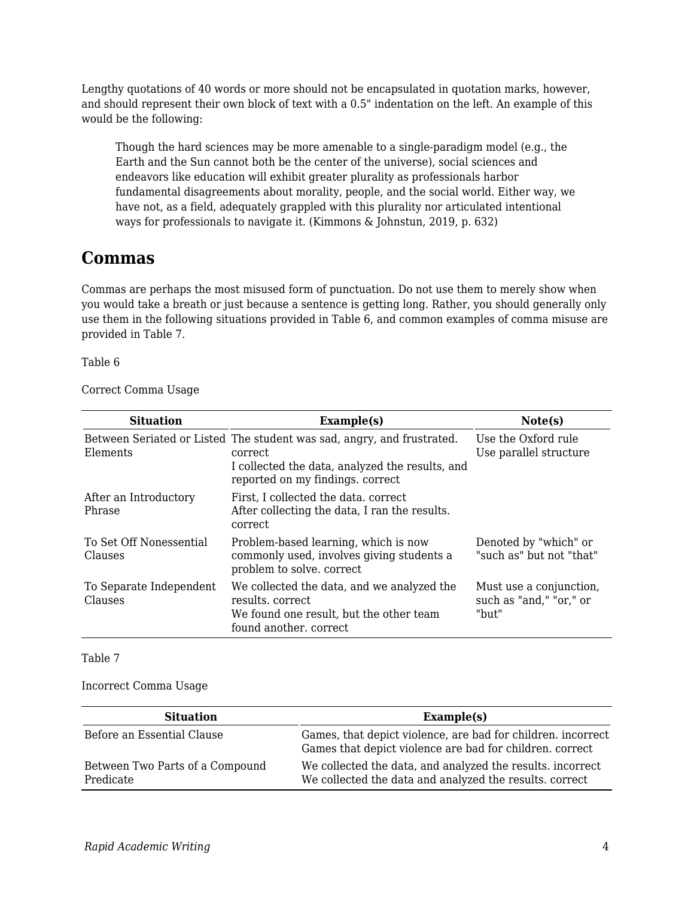Lengthy quotations of 40 words or more should not be encapsulated in quotation marks, however, and should represent their own block of text with a 0.5" indentation on the left. An example of this would be the following:

> Though the hard sciences may be more amenable to a single-paradigm model (e.g., the Earth and the Sun cannot both be the center of the universe), social sciences and endeavors like education will exhibit greater plurality as professionals harbor fundamental disagreements about morality, people, and the social world. Either way, we have not, as a field, adequately grappled with this plurality nor articulated intentional ways for professionals to navigate it. (Kimmons & Johnstun, 2019, p. 632)

## Commas

Commas are perhaps the most misused form of punctuation. Do not use them to merely show when you would take a breath or just because a sentence is getting long. Rather, you should generally only use them in the following situations provided in Table 6, and common examples of comma misuse are provided in Table 7.

Table 6

Correct Comma Usage

| Situation | Example(s) | Note(s) |
|---|---|---|
| Between Seriated or Listed Elements | The student was sad, angry, and frustrated. correct<br>I collected the data, analyzed the results, and reported on my findings. correct | Use the Oxford rule<br>Use parallel structure |
| After an Introductory Phrase | First, I collected the data. correct<br>After collecting the data, I ran the results. correct | |
| To Set Off Nonessential Clauses | Problem-based learning, which is now commonly used, involves giving students a problem to solve. correct | Denoted by "which" or "such as" but not "that" |
| To Separate Independent Clauses | We collected the data, and we analyzed the results. correct<br>We found one result, but the other team found another. correct | Must use a conjunction, such as "and," "or," or "but" |

Table 7

Incorrect Comma Usage

| Situation | Example(s) |
|---|---|
| Before an Essential Clause | Games, that depict violence, are bad for children. incorrect<br>Games that depict violence are bad for children. correct |
| Between Two Parts of a Compound Predicate | We collected the data, and analyzed the results. incorrect<br>We collected the data and analyzed the results. correct |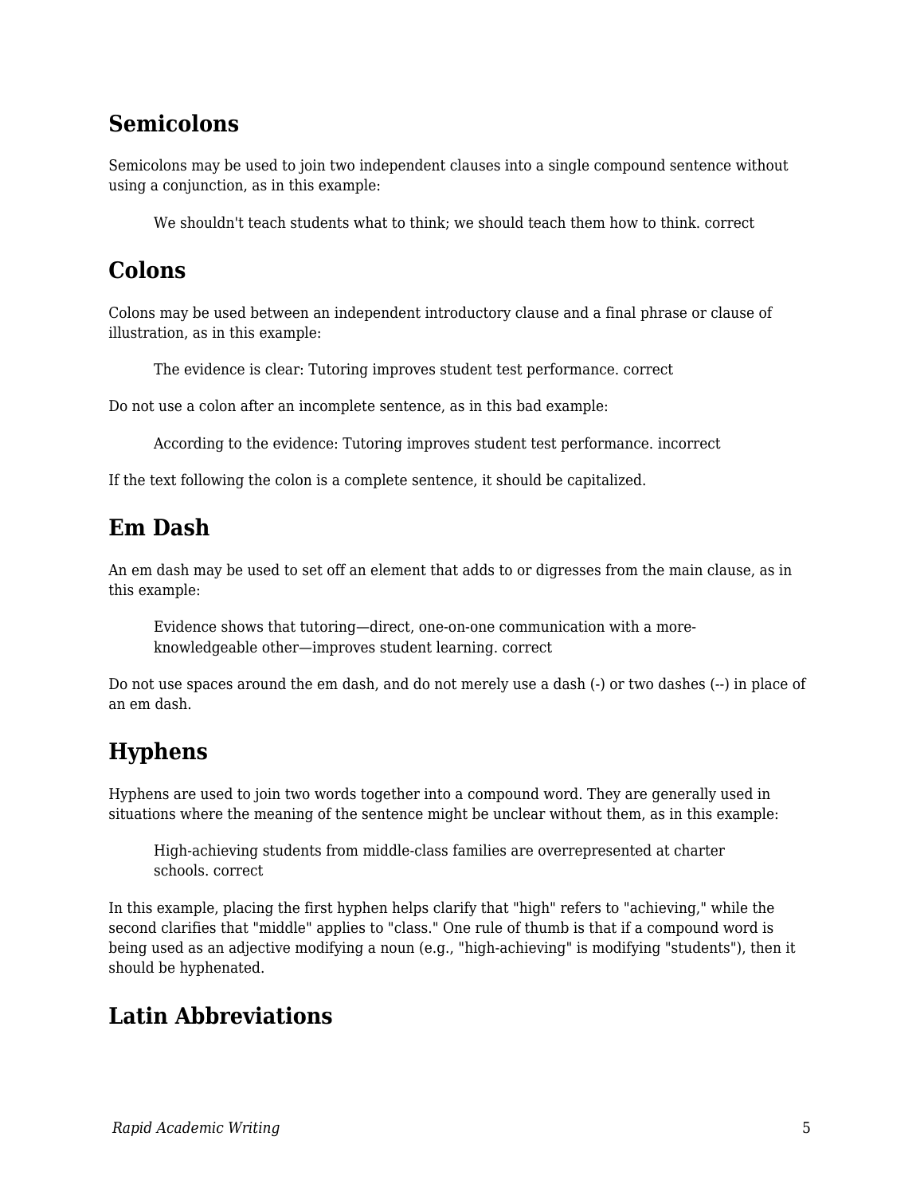## Semicolons

Semicolons may be used to join two independent clauses into a single compound sentence without using a conjunction, as in this example:

> We shouldn't teach students what to think; we should teach them how to think. correct

## Colons

Colons may be used between an independent introductory clause and a final phrase or clause of illustration, as in this example:

> The evidence is clear: Tutoring improves student test performance. correct

Do not use a colon after an incomplete sentence, as in this bad example:

> According to the evidence: Tutoring improves student test performance. incorrect

If the text following the colon is a complete sentence, it should be capitalized.

## Em Dash

An em dash may be used to set off an element that adds to or digresses from the main clause, as in this example:

> Evidence shows that tutoring—direct, one-on-one communication with a more-knowledgeable other—improves student learning. correct

Do not use spaces around the em dash, and do not merely use a dash (-) or two dashes (--) in place of an em dash.

## Hyphens

Hyphens are used to join two words together into a compound word. They are generally used in situations where the meaning of the sentence might be unclear without them, as in this example:

> High-achieving students from middle-class families are overrepresented at charter schools. correct

In this example, placing the first hyphen helps clarify that "high" refers to "achieving," while the second clarifies that "middle" applies to "class." One rule of thumb is that if a compound word is being used as an adjective modifying a noun (e.g., "high-achieving" is modifying "students"), then it should be hyphenated.

## Latin Abbreviations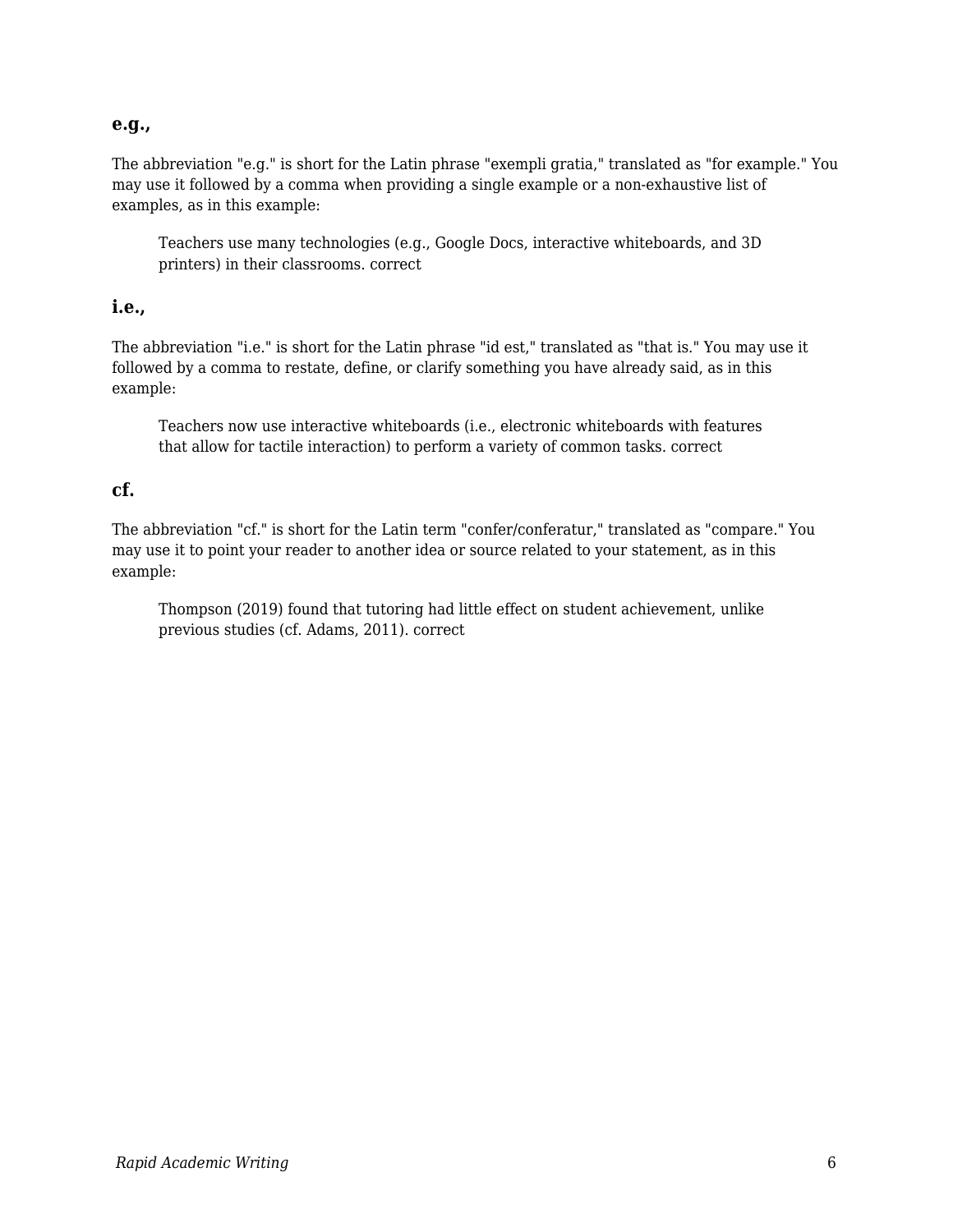### e.g.,

The abbreviation "e.g." is short for the Latin phrase "exempli gratia," translated as "for example." You may use it followed by a comma when providing a single example or a non-exhaustive list of examples, as in this example:

> Teachers use many technologies (e.g., Google Docs, interactive whiteboards, and 3D printers) in their classrooms. correct

### i.e.,

The abbreviation "i.e." is short for the Latin phrase "id est," translated as "that is." You may use it followed by a comma to restate, define, or clarify something you have already said, as in this example:

> Teachers now use interactive whiteboards (i.e., electronic whiteboards with features that allow for tactile interaction) to perform a variety of common tasks. correct

### cf.

The abbreviation "cf." is short for the Latin term "confer/conferatur," translated as "compare." You may use it to point your reader to another idea or source related to your statement, as in this example:

> Thompson (2019) found that tutoring had little effect on student achievement, unlike previous studies (cf. Adams, 2011). correct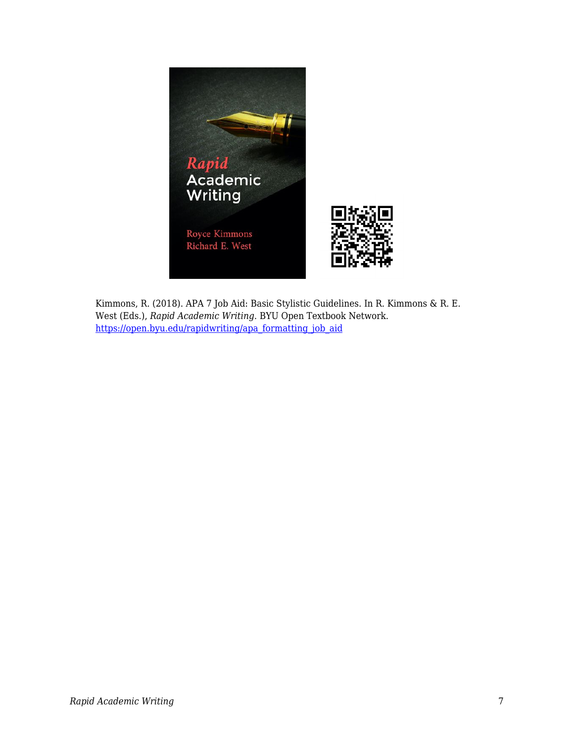Kimmons, R. (2018). APA 7 Job Aid: Basic Stylistic Guidelines. In R. Kimmons & R. E. West (Eds.), *Rapid Academic Writing*. BYU Open Textbook Network. https://open.byu.edu/rapidwriting/apa_formatting_job_aid